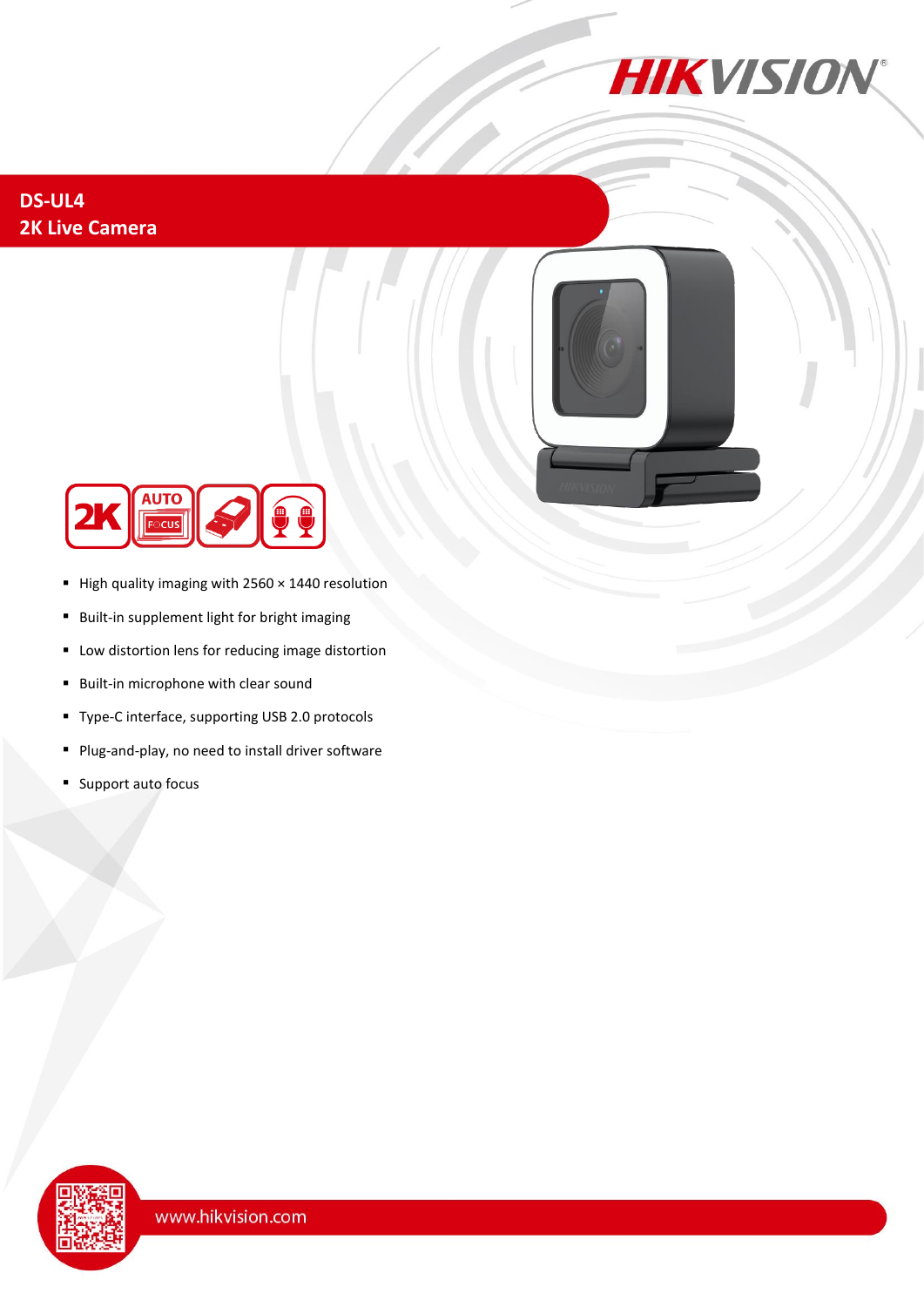# DS-UL4
## 2K Live Camera

- High quality imaging with 2560 × 1440 resolution
- Built-in supplement light for bright imaging
- Low distortion lens for reducing image distortion
- Built-in microphone with clear sound
- Type-C interface, supporting USB 2.0 protocols
- Plug-and-play, no need to install driver software
- Support auto focus

www.hikvision.com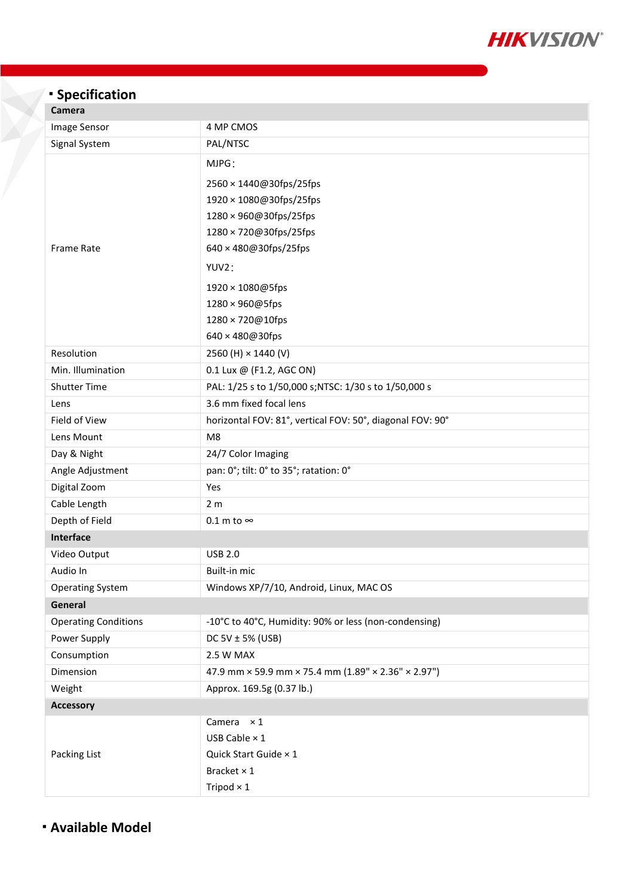## Specification

| Camera | |
|---|---|
| Image Sensor | 4 MP CMOS |
| Signal System | PAL/NTSC |
| Frame Rate | MJPG：<br>2560 × 1440@30fps/25fps<br>1920 × 1080@30fps/25fps<br>1280 × 960@30fps/25fps<br>1280 × 720@30fps/25fps<br>640 × 480@30fps/25fps<br>YUV2：<br>1920 × 1080@5fps<br>1280 × 960@5fps<br>1280 × 720@10fps<br>640 × 480@30fps |
| Resolution | 2560 (H) × 1440 (V) |
| Min. Illumination | 0.1 Lux @ (F1.2, AGC ON) |
| Shutter Time | PAL: 1/25 s to 1/50,000 s;NTSC: 1/30 s to 1/50,000 s |
| Lens | 3.6 mm fixed focal lens |
| Field of View | horizontal FOV: 81°, vertical FOV: 50°, diagonal FOV: 90° |
| Lens Mount | M8 |
| Day & Night | 24/7 Color Imaging |
| Angle Adjustment | pan: 0°; tilt: 0° to 35°; ratation: 0° |
| Digital Zoom | Yes |
| Cable Length | 2 m |
| Depth of Field | 0.1 m to ∞ |
| **Interface** | |
| Video Output | USB 2.0 |
| Audio In | Built-in mic |
| Operating System | Windows XP/7/10, Android, Linux, MAC OS |
| **General** | |
| Operating Conditions | -10°C to 40°C, Humidity: 90% or less (non-condensing) |
| Power Supply | DC 5V ± 5% (USB) |
| Consumption | 2.5 W MAX |
| Dimension | 47.9 mm × 59.9 mm × 75.4 mm (1.89" × 2.36" × 2.97") |
| Weight | Approx. 169.5g (0.37 lb.) |
| **Accessory** | |
| Packing List | Camera × 1<br>USB Cable × 1<br>Quick Start Guide × 1<br>Bracket × 1<br>Tripod × 1 |

## Available Model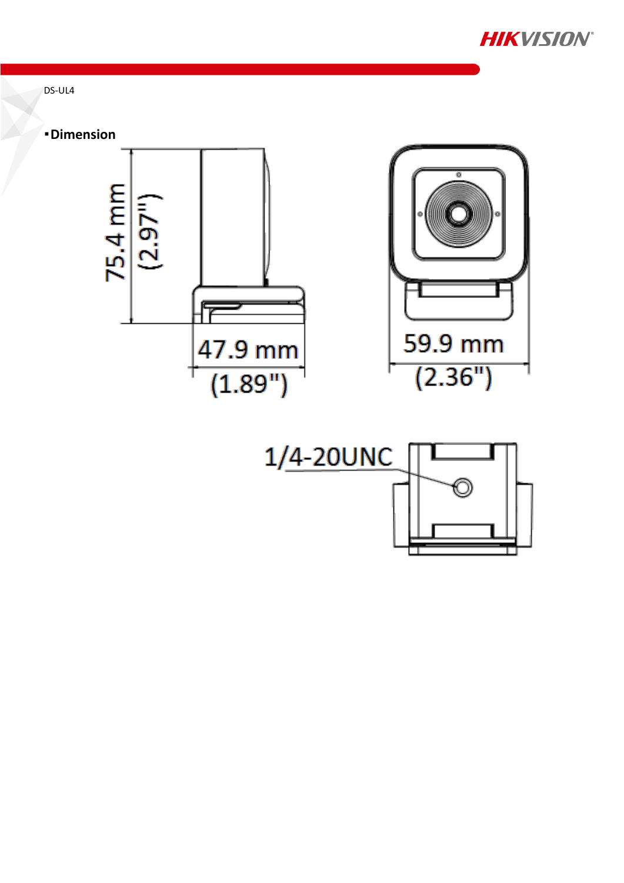DS-UL4

## ▪Dimension

75.4 mm (2.97")

47.9 mm (1.89")

59.9 mm (2.36")

1/4-20UNC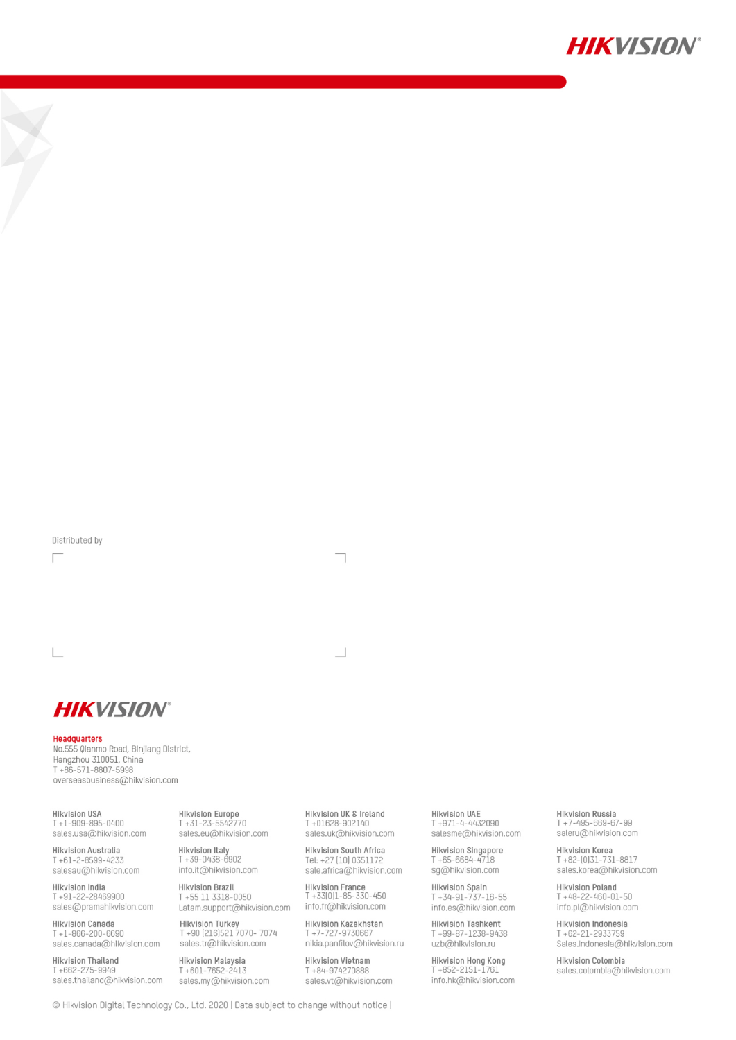HIKVISION

Distributed by

HIKVISION

**Headquarters**
No.555 Qianmo Road, Binjiang District,
Hangzhou 310051, China
T +86-571-8807-5998
overseasbusiness@hikvision.com

**Hikvision USA**
T +1-909-895-0400
sales.usa@hikvision.com

**Hikvision Australia**
T +61-2-8599-4233
salesau@hikvision.com

**Hikvision India**
T +91-22-28469900
sales@pramahikvision.com

**Hikvision Canada**
T +1-866-200-6690
sales.canada@hikvision.com

**Hikvision Thailand**
T +662-275-9949
sales.thailand@hikvision.com

**Hikvision Europe**
T +31-23-5542770
sales.eu@hikvision.com

**Hikvision Italy**
T +39-0438-6902
info.it@hikvision.com

**Hikvision Brazil**
T +55 11 3318-0050
Latam.support@hikvision.com

**Hikvision Turkey**
T +90 (216)521 7070- 7074
sales.tr@hikvision.com

**Hikvision Malaysia**
T +601-7652-2413
sales.my@hikvision.com

**Hikvision UK & Ireland**
T +01628-902140
sales.uk@hikvision.com

**Hikvision South Africa**
Tel: +27 (10) 0351172
sale.africa@hikvision.com

**Hikvision France**
T +33(0)1-85-330-450
info.fr@hikvision.com

**Hikvision Kazakhstan**
T +7-727-9730667
nikia.panfilov@hikvision.ru

**Hikvision Vietnam**
T +84-974270888
sales.vt@hikvision.com

**Hikvision UAE**
T +971-4-4432090
salesme@hikvision.com

**Hikvision Singapore**
T +65-6684-4718
sg@hikvision.com

**Hikvision Spain**
T +34-91-737-16-55
info.es@hikvision.com

**Hikvision Tashkent**
T +99-87-1238-9438
uzb@hikvision.ru

**Hikvision Hong Kong**
T +852-2151-1761
info.hk@hikvision.com

**Hikvision Russia**
T +7-495-669-67-99
saleru@hikvision.com

**Hikvision Korea**
T +82-(0)31-731-8817
sales.korea@hikvision.com

**Hikvision Poland**
T +48-22-460-01-50
info.pl@hikvision.com

**Hikvision Indonesia**
T +62-21-2933759
Sales.Indonesia@hikvision.com

**Hikvision Colombia**
sales.colombia@hikvision.com

© Hikvision Digital Technology Co., Ltd. 2020 | Data subject to change without notice |